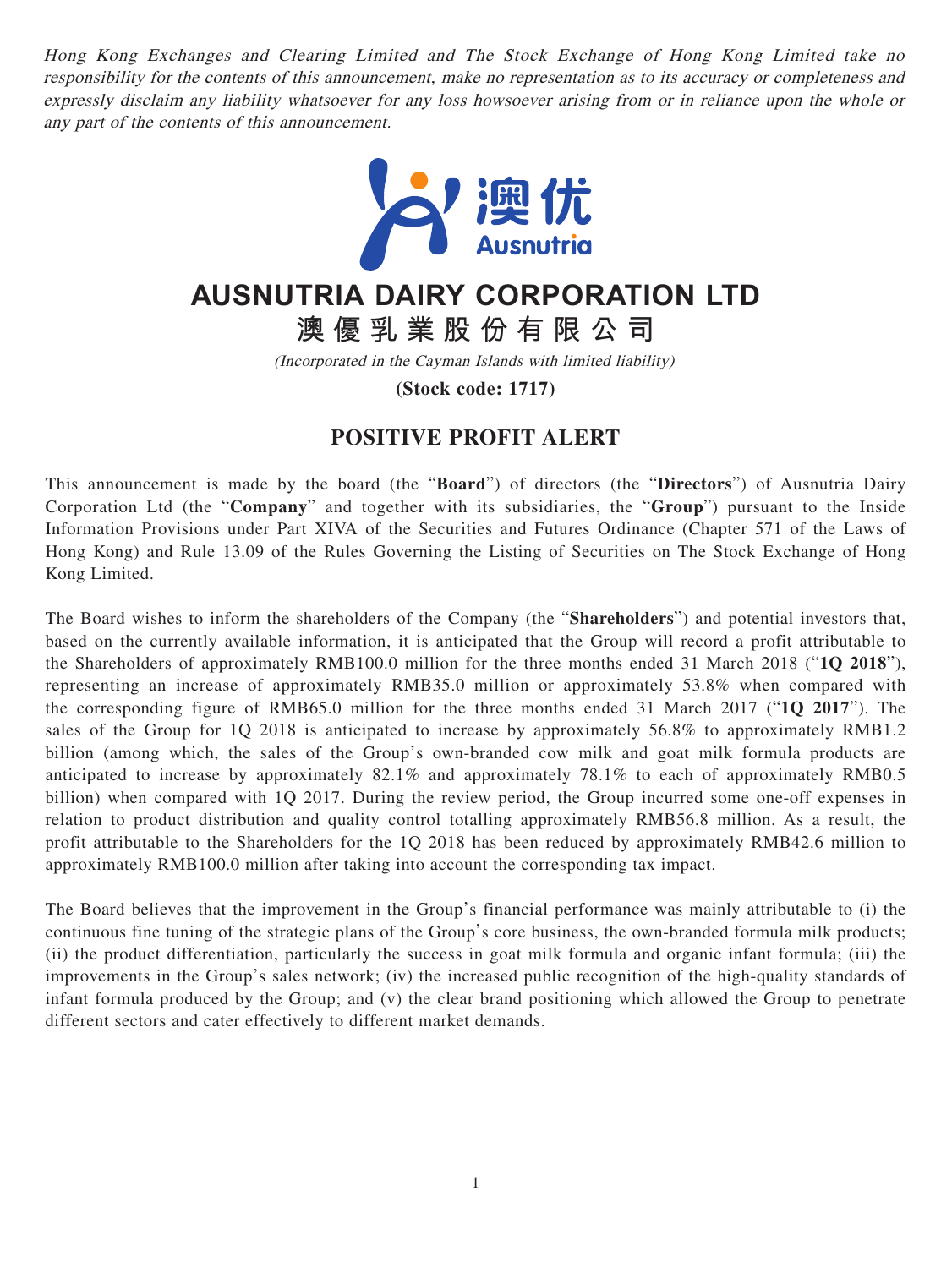*Hong Kong Exchanges and Clearing Limited and The Stock Exchange of Hong Kong Limited take no responsibility for the contents of this announcement, make no representation as to its accuracy or completeness and expressly disclaim any liability whatsoever for any loss howsoever arising from or in reliance upon the whole or any part of the contents of this announcement.*

澳优
Ausnutria

# AUSNUTRIA DAIRY CORPORATION LTD

# 澳優乳業股份有限公司

*(Incorporated in the Cayman Islands with limited liability)*

**(Stock code: 1717)**

## POSITIVE PROFIT ALERT

This announcement is made by the board (the "**Board**") of directors (the "**Directors**") of Ausnutria Dairy Corporation Ltd (the "**Company**" and together with its subsidiaries, the "**Group**") pursuant to the Inside Information Provisions under Part XIVA of the Securities and Futures Ordinance (Chapter 571 of the Laws of Hong Kong) and Rule 13.09 of the Rules Governing the Listing of Securities on The Stock Exchange of Hong Kong Limited.

The Board wishes to inform the shareholders of the Company (the "**Shareholders**") and potential investors that, based on the currently available information, it is anticipated that the Group will record a profit attributable to the Shareholders of approximately RMB100.0 million for the three months ended 31 March 2018 ("**1Q 2018**"), representing an increase of approximately RMB35.0 million or approximately 53.8% when compared with the corresponding figure of RMB65.0 million for the three months ended 31 March 2017 ("**1Q 2017**"). The sales of the Group for 1Q 2018 is anticipated to increase by approximately 56.8% to approximately RMB1.2 billion (among which, the sales of the Group's own-branded cow milk and goat milk formula products are anticipated to increase by approximately 82.1% and approximately 78.1% to each of approximately RMB0.5 billion) when compared with 1Q 2017. During the review period, the Group incurred some one-off expenses in relation to product distribution and quality control totalling approximately RMB56.8 million. As a result, the profit attributable to the Shareholders for the 1Q 2018 has been reduced by approximately RMB42.6 million to approximately RMB100.0 million after taking into account the corresponding tax impact.

The Board believes that the improvement in the Group's financial performance was mainly attributable to (i) the continuous fine tuning of the strategic plans of the Group's core business, the own-branded formula milk products; (ii) the product differentiation, particularly the success in goat milk formula and organic infant formula; (iii) the improvements in the Group's sales network; (iv) the increased public recognition of the high-quality standards of infant formula produced by the Group; and (v) the clear brand positioning which allowed the Group to penetrate different sectors and cater effectively to different market demands.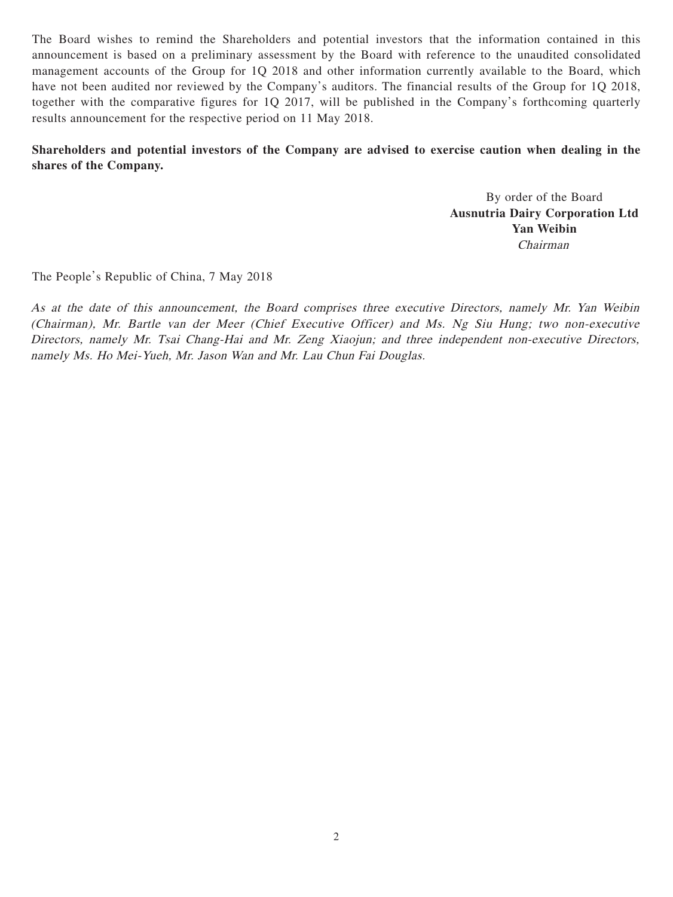The Board wishes to remind the Shareholders and potential investors that the information contained in this announcement is based on a preliminary assessment by the Board with reference to the unaudited consolidated management accounts of the Group for 1Q 2018 and other information currently available to the Board, which have not been audited nor reviewed by the Company's auditors. The financial results of the Group for 1Q 2018, together with the comparative figures for 1Q 2017, will be published in the Company's forthcoming quarterly results announcement for the respective period on 11 May 2018.

**Shareholders and potential investors of the Company are advised to exercise caution when dealing in the shares of the Company.**

By order of the Board
**Ausnutria Dairy Corporation Ltd**
**Yan Weibin**
*Chairman*

The People's Republic of China, 7 May 2018

*As at the date of this announcement, the Board comprises three executive Directors, namely Mr. Yan Weibin (Chairman), Mr. Bartle van der Meer (Chief Executive Officer) and Ms. Ng Siu Hung; two non-executive Directors, namely Mr. Tsai Chang-Hai and Mr. Zeng Xiaojun; and three independent non-executive Directors, namely Ms. Ho Mei-Yueh, Mr. Jason Wan and Mr. Lau Chun Fai Douglas.*